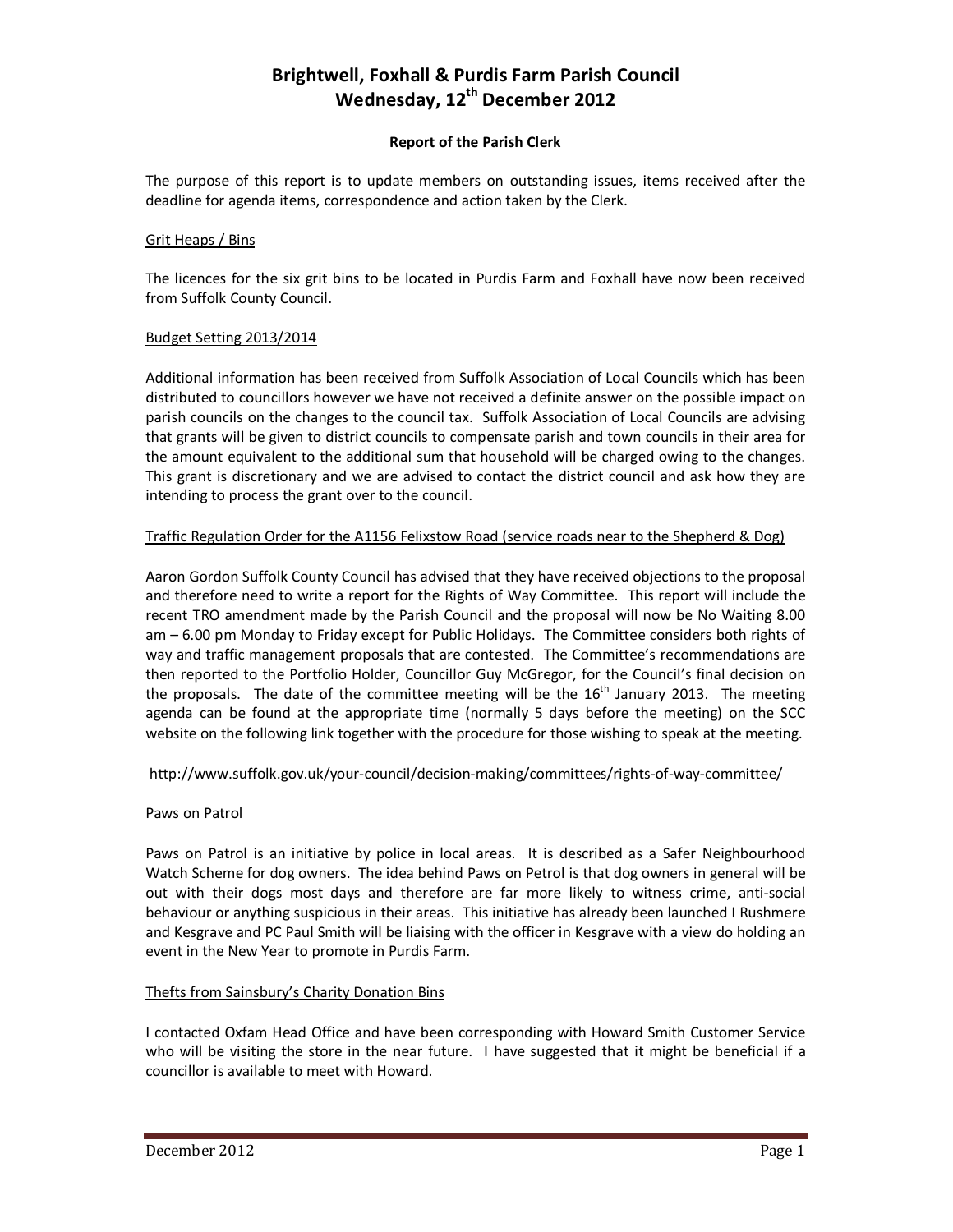# Brightwell, Foxhall & Purdis Farm Parish Council
# Wednesday, 12th December 2012

### Report of the Parish Clerk

The purpose of this report is to update members on outstanding issues, items received after the deadline for agenda items, correspondence and action taken by the Clerk.

## Grit Heaps / Bins

The licences for the six grit bins to be located in Purdis Farm and Foxhall have now been received from Suffolk County Council.

## Budget Setting 2013/2014

Additional information has been received from Suffolk Association of Local Councils which has been distributed to councillors however we have not received a definite answer on the possible impact on parish councils on the changes to the council tax. Suffolk Association of Local Councils are advising that grants will be given to district councils to compensate parish and town councils in their area for the amount equivalent to the additional sum that household will be charged owing to the changes. This grant is discretionary and we are advised to contact the district council and ask how they are intending to process the grant over to the council.

## Traffic Regulation Order for the A1156 Felixstow Road (service roads near to the Shepherd & Dog)

Aaron Gordon Suffolk County Council has advised that they have received objections to the proposal and therefore need to write a report for the Rights of Way Committee. This report will include the recent TRO amendment made by the Parish Council and the proposal will now be No Waiting 8.00 am – 6.00 pm Monday to Friday except for Public Holidays. The Committee considers both rights of way and traffic management proposals that are contested. The Committee's recommendations are then reported to the Portfolio Holder, Councillor Guy McGregor, for the Council's final decision on the proposals. The date of the committee meeting will be the 16th January 2013. The meeting agenda can be found at the appropriate time (normally 5 days before the meeting) on the SCC website on the following link together with the procedure for those wishing to speak at the meeting.

http://www.suffolk.gov.uk/your-council/decision-making/committees/rights-of-way-committee/

## Paws on Patrol

Paws on Patrol is an initiative by police in local areas. It is described as a Safer Neighbourhood Watch Scheme for dog owners. The idea behind Paws on Petrol is that dog owners in general will be out with their dogs most days and therefore are far more likely to witness crime, anti-social behaviour or anything suspicious in their areas. This initiative has already been launched I Rushmere and Kesgrave and PC Paul Smith will be liaising with the officer in Kesgrave with a view do holding an event in the New Year to promote in Purdis Farm.

## Thefts from Sainsbury's Charity Donation Bins

I contacted Oxfam Head Office and have been corresponding with Howard Smith Customer Service who will be visiting the store in the near future. I have suggested that it might be beneficial if a councillor is available to meet with Howard.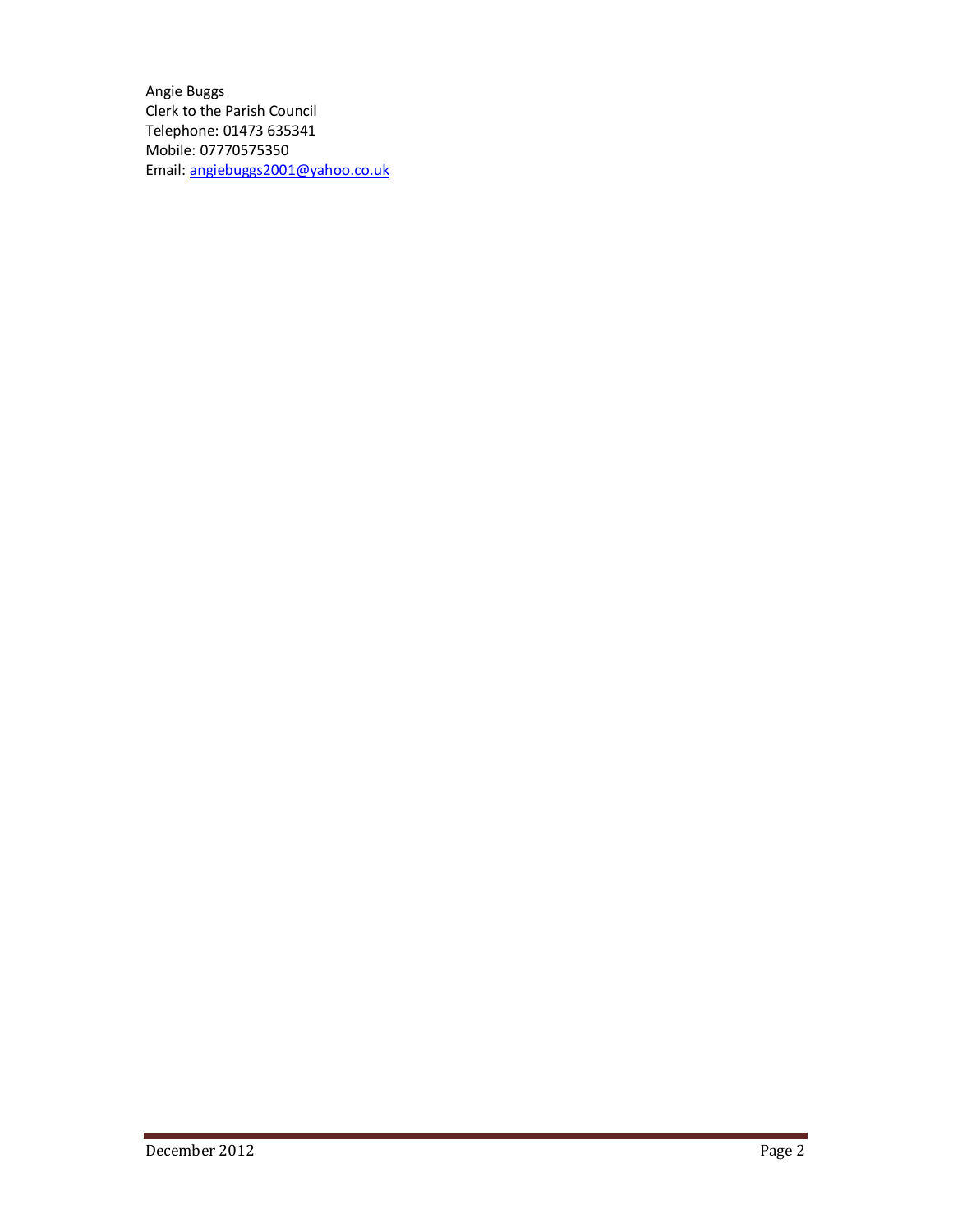Angie Buggs
Clerk to the Parish Council
Telephone: 01473 635341
Mobile: 07770575350
Email: angiebuggs2001@yahoo.co.uk